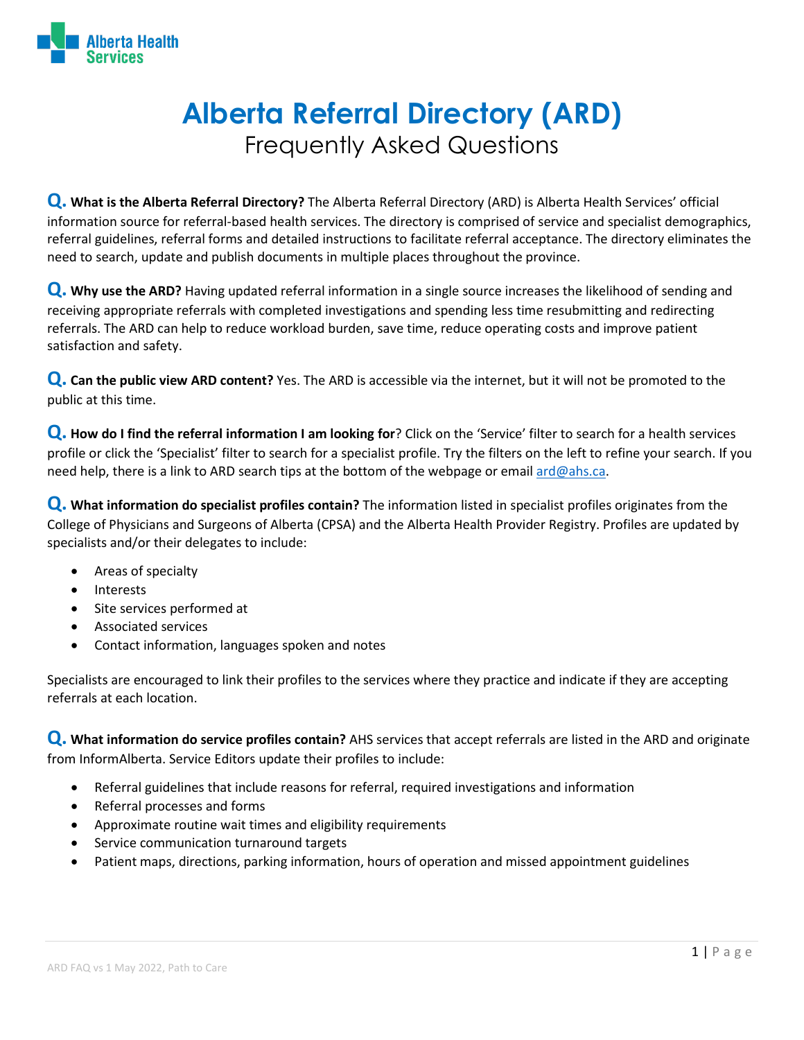Alberta Health Services

# Alberta Referral Directory (ARD)

## Frequently Asked Questions

**Q. What is the Alberta Referral Directory?** The Alberta Referral Directory (ARD) is Alberta Health Services' official information source for referral-based health services. The directory is comprised of service and specialist demographics, referral guidelines, referral forms and detailed instructions to facilitate referral acceptance. The directory eliminates the need to search, update and publish documents in multiple places throughout the province.

**Q. Why use the ARD?** Having updated referral information in a single source increases the likelihood of sending and receiving appropriate referrals with completed investigations and spending less time resubmitting and redirecting referrals. The ARD can help to reduce workload burden, save time, reduce operating costs and improve patient satisfaction and safety.

**Q. Can the public view ARD content?** Yes. The ARD is accessible via the internet, but it will not be promoted to the public at this time.

**Q. How do I find the referral information I am looking for**? Click on the 'Service' filter to search for a health services profile or click the 'Specialist' filter to search for a specialist profile. Try the filters on the left to refine your search. If you need help, there is a link to ARD search tips at the bottom of the webpage or email ard@ahs.ca.

**Q. What information do specialist profiles contain?** The information listed in specialist profiles originates from the College of Physicians and Surgeons of Alberta (CPSA) and the Alberta Health Provider Registry. Profiles are updated by specialists and/or their delegates to include:

- Areas of specialty
- Interests
- Site services performed at
- Associated services
- Contact information, languages spoken and notes

Specialists are encouraged to link their profiles to the services where they practice and indicate if they are accepting referrals at each location.

**Q. What information do service profiles contain?** AHS services that accept referrals are listed in the ARD and originate from InformAlberta. Service Editors update their profiles to include:

- Referral guidelines that include reasons for referral, required investigations and information
- Referral processes and forms
- Approximate routine wait times and eligibility requirements
- Service communication turnaround targets
- Patient maps, directions, parking information, hours of operation and missed appointment guidelines

ARD FAQ vs 1 May 2022, Path to Care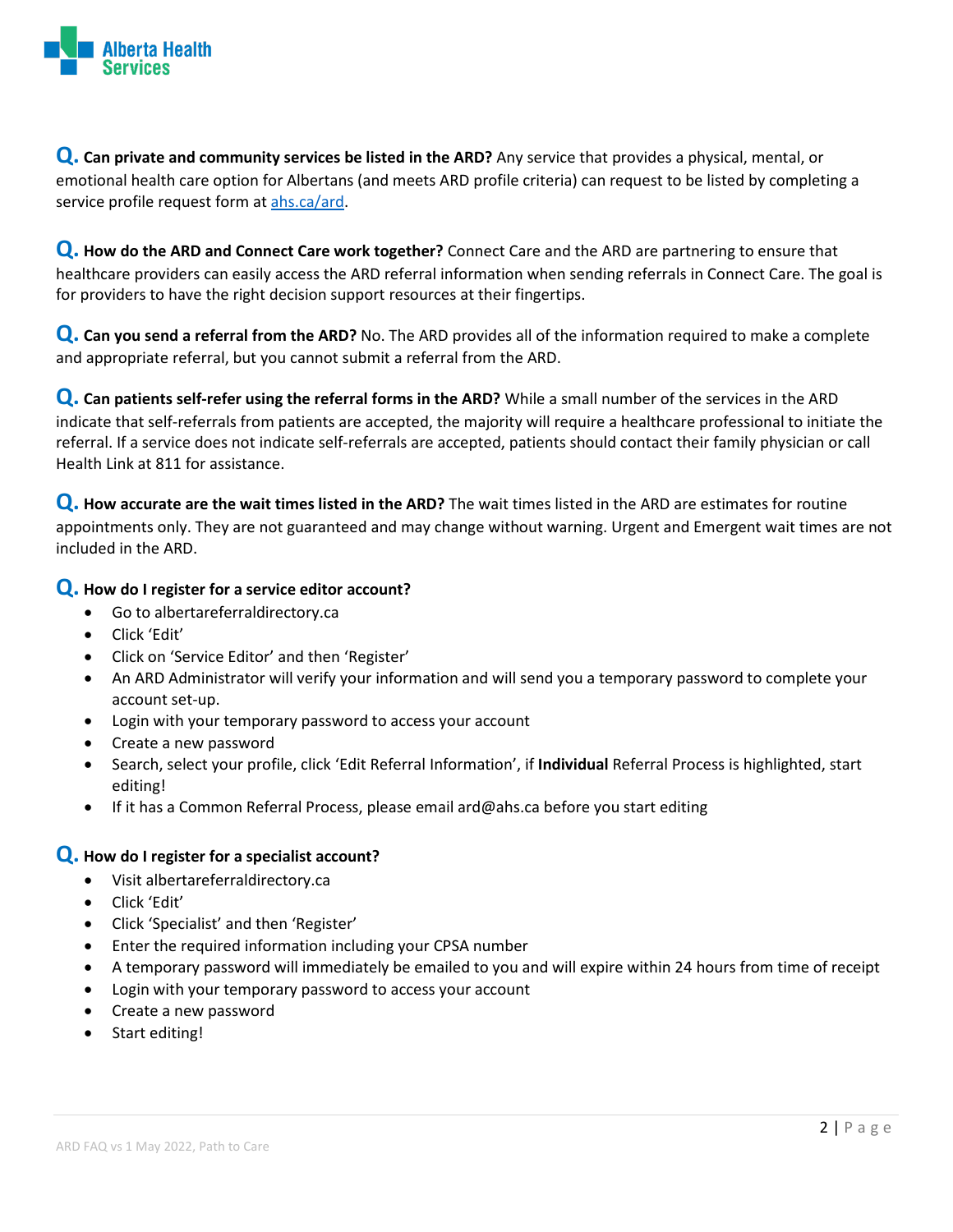**Q. Can private and community services be listed in the ARD?** Any service that provides a physical, mental, or emotional health care option for Albertans (and meets ARD profile criteria) can request to be listed by completing a service profile request form at [ahs.ca/ard](ahs.ca/ard).

**Q. How do the ARD and Connect Care work together?** Connect Care and the ARD are partnering to ensure that healthcare providers can easily access the ARD referral information when sending referrals in Connect Care. The goal is for providers to have the right decision support resources at their fingertips.

**Q. Can you send a referral from the ARD?** No. The ARD provides all of the information required to make a complete and appropriate referral, but you cannot submit a referral from the ARD.

**Q. Can patients self-refer using the referral forms in the ARD?** While a small number of the services in the ARD indicate that self-referrals from patients are accepted, the majority will require a healthcare professional to initiate the referral. If a service does not indicate self-referrals are accepted, patients should contact their family physician or call Health Link at 811 for assistance.

**Q. How accurate are the wait times listed in the ARD?** The wait times listed in the ARD are estimates for routine appointments only. They are not guaranteed and may change without warning. Urgent and Emergent wait times are not included in the ARD.

**Q. How do I register for a service editor account?**

- Go to albertareferraldirectory.ca
- Click 'Edit'
- Click on 'Service Editor' and then 'Register'
- An ARD Administrator will verify your information and will send you a temporary password to complete your account set-up.
- Login with your temporary password to access your account
- Create a new password
- Search, select your profile, click 'Edit Referral Information', if **Individual** Referral Process is highlighted, start editing!
- If it has a Common Referral Process, please email ard@ahs.ca before you start editing

**Q. How do I register for a specialist account?**

- Visit albertareferraldirectory.ca
- Click 'Edit'
- Click 'Specialist' and then 'Register'
- Enter the required information including your CPSA number
- A temporary password will immediately be emailed to you and will expire within 24 hours from time of receipt
- Login with your temporary password to access your account
- Create a new password
- Start editing!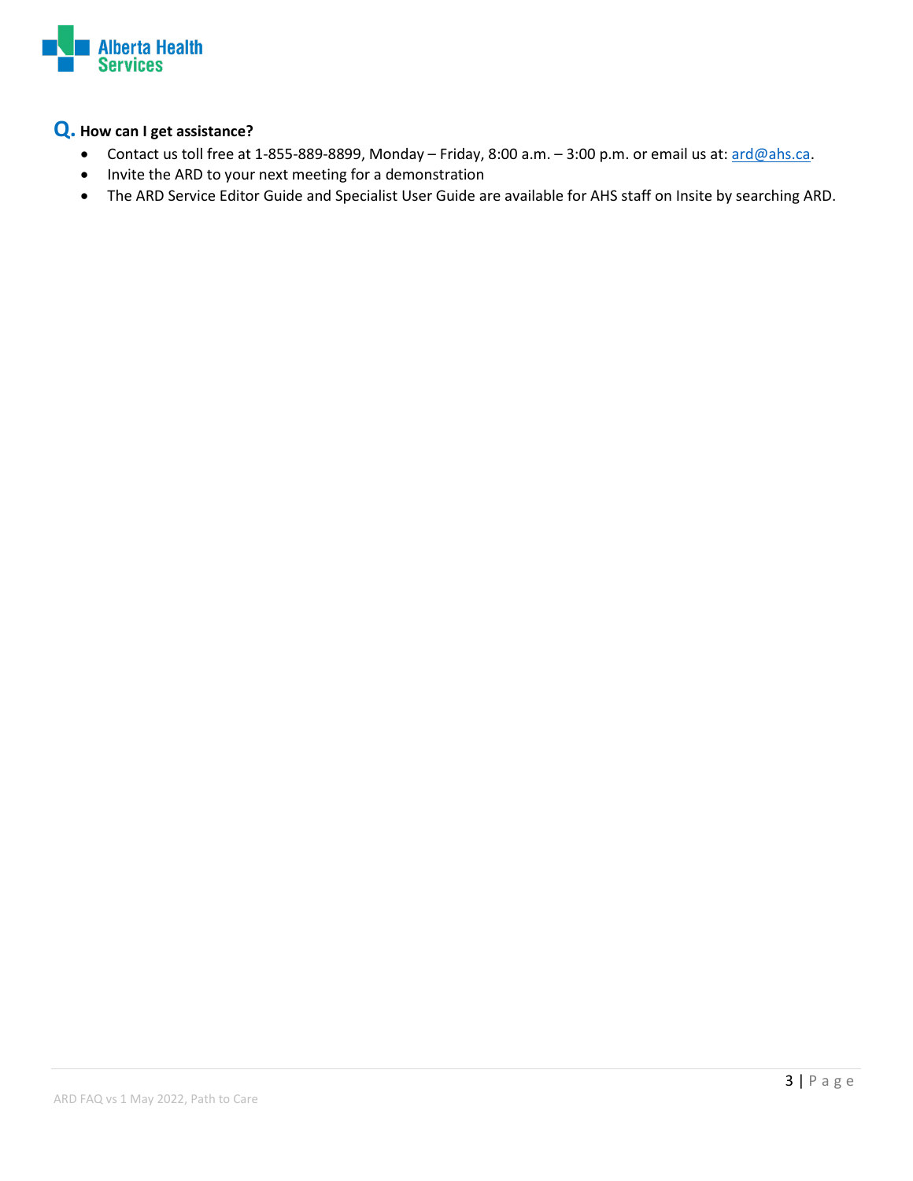**Q. How can I get assistance?**

- Contact us toll free at 1-855-889-8899, Monday – Friday, 8:00 a.m. – 3:00 p.m. or email us at: ard@ahs.ca.
- Invite the ARD to your next meeting for a demonstration
- The ARD Service Editor Guide and Specialist User Guide are available for AHS staff on Insite by searching ARD.